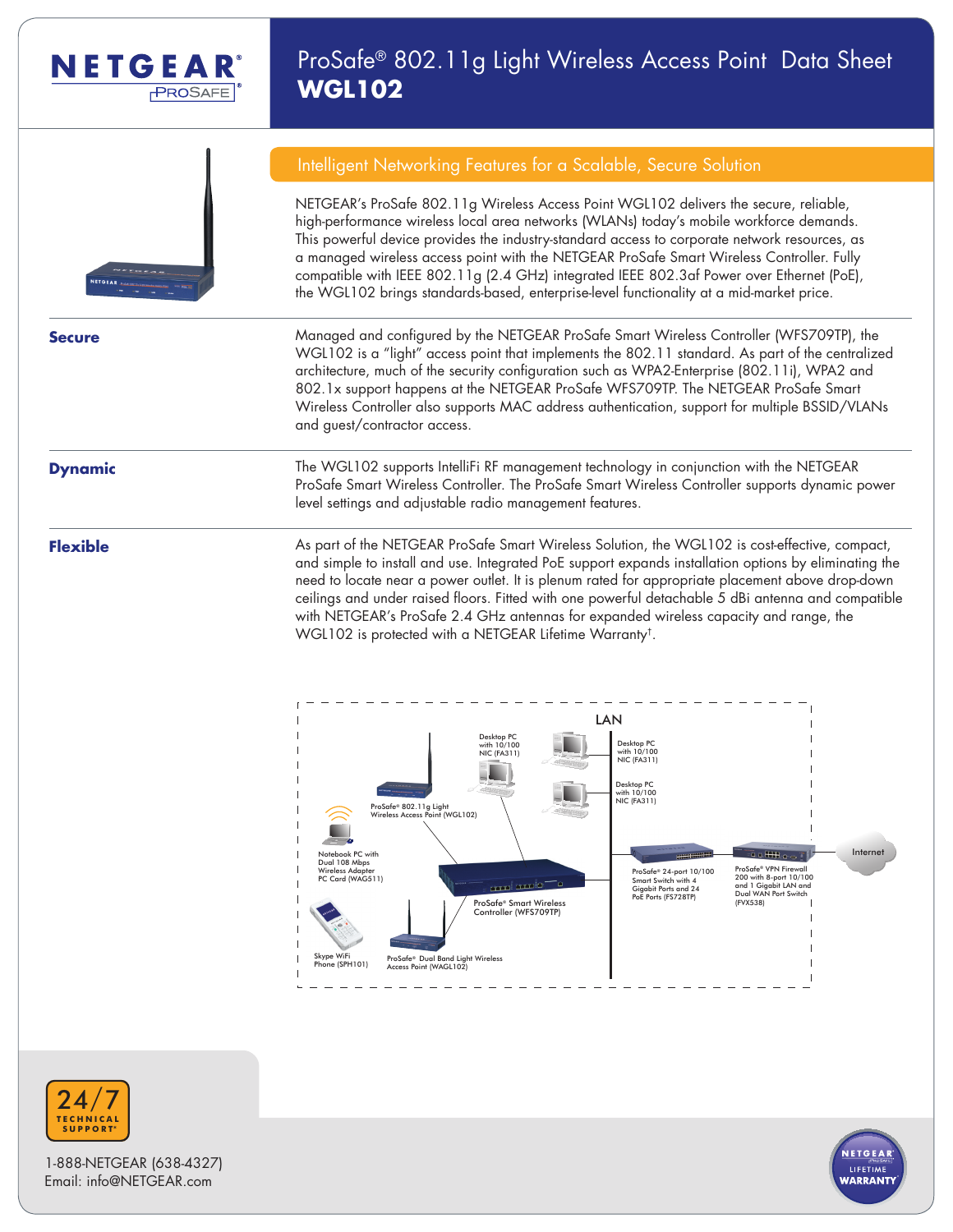# ProSafe® 802.11g Light Wireless Access Point Data Sheet
## WGL102

### Intelligent Networking Features for a Scalable, Secure Solution

NETGEAR's ProSafe 802.11g Wireless Access Point WGL102 delivers the secure, reliable, high-performance wireless local area networks (WLANs) today's mobile workforce demands. This powerful device provides the industry-standard access to corporate network resources, as a managed wireless access point with the NETGEAR ProSafe Smart Wireless Controller. Fully compatible with IEEE 802.11g (2.4 GHz) integrated IEEE 802.3af Power over Ethernet (PoE), the WGL102 brings standards-based, enterprise-level functionality at a mid-market price.

**Secure**

Managed and configured by the NETGEAR ProSafe Smart Wireless Controller (WFS709TP), the WGL102 is a "light" access point that implements the 802.11 standard. As part of the centralized architecture, much of the security configuration such as WPA2-Enterprise (802.11i), WPA2 and 802.1x support happens at the NETGEAR ProSafe WFS709TP. The NETGEAR ProSafe Smart Wireless Controller also supports MAC address authentication, support for multiple BSSID/VLANs and guest/contractor access.

**Dynamic**

The WGL102 supports IntelliFi RF management technology in conjunction with the NETGEAR ProSafe Smart Wireless Controller. The ProSafe Smart Wireless Controller supports dynamic power level settings and adjustable radio management features.

**Flexible**

As part of the NETGEAR ProSafe Smart Wireless Solution, the WGL102 is cost-effective, compact, and simple to install and use. Integrated PoE support expands installation options by eliminating the need to locate near a power outlet. It is plenum rated for appropriate placement above drop-down ceilings and under raised floors. Fitted with one powerful detachable 5 dBi antenna and compatible with NETGEAR's ProSafe 2.4 GHz antennas for expanded wireless capacity and range, the WGL102 is protected with a NETGEAR Lifetime Warranty†.

LAN

Desktop PC with 10/100 NIC (FA311)

Desktop PC with 10/100 NIC (FA311)

Desktop PC with 10/100 NIC (FA311)

ProSafe® 802.11g Light Wireless Access Point (WGL102)

Notebook PC with Dual 108 Mbps Wireless Adapter PC Card (WAG511)

ProSafe® Smart Wireless Controller (WFS709TP)

ProSafe® 24-port 10/100 Smart Switch with 4 Gigabit Ports and 24 PoE Ports (FS728TP)

ProSafe® VPN Firewall 200 with 8-port 10/100 and 1 Gigabit LAN and Dual WAN Port Switch (FVX538)

Internet

Skype WiFi Phone (SPH101)

ProSafe® Dual Band Light Wireless Access Point (WAGL102)

24/7 TECHNICAL SUPPORT

1-888-NETGEAR (638-4327)
Email: info@NETGEAR.com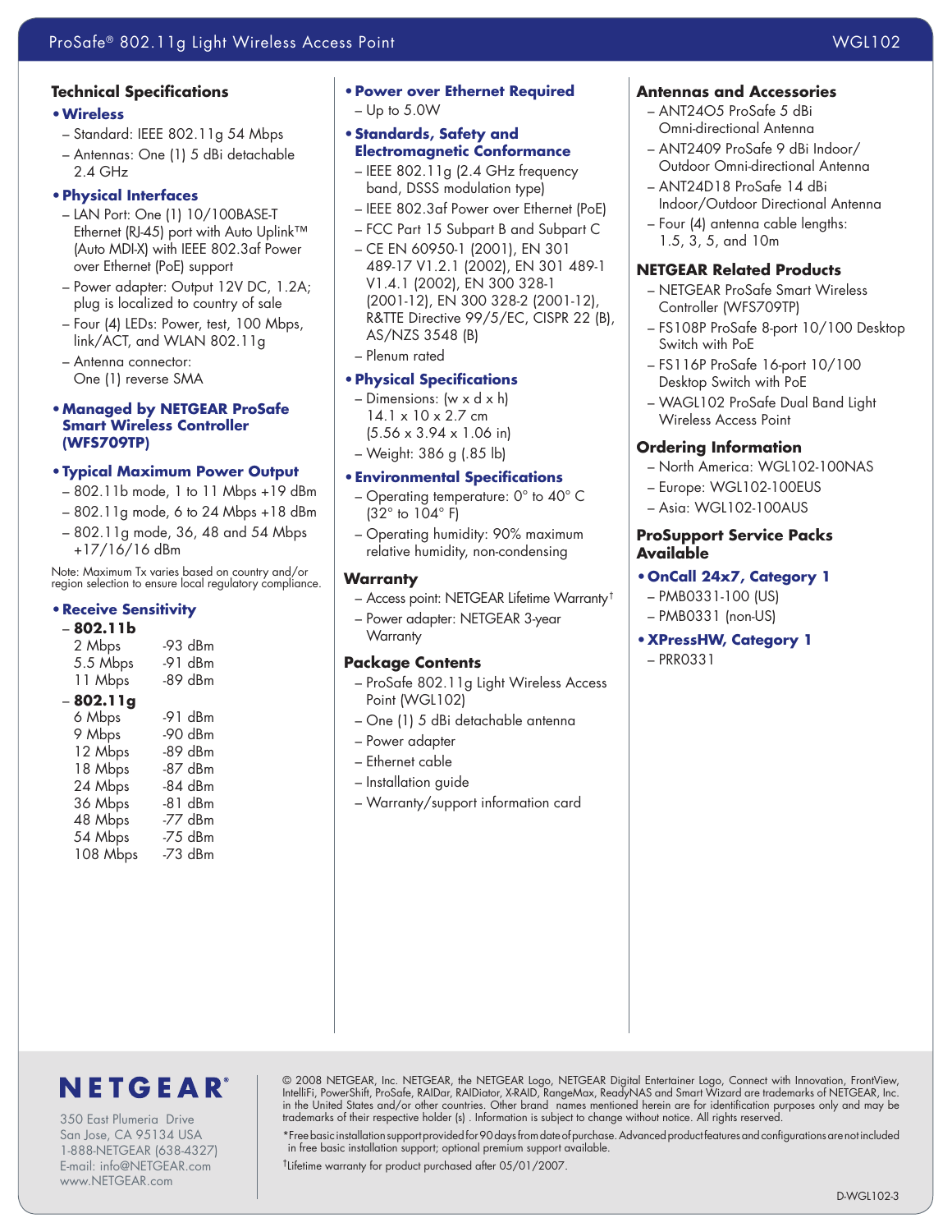## Technical Specifications

- **Wireless**
  - Standard: IEEE 802.11g 54 Mbps
  - Antennas: One (1) 5 dBi detachable 2.4 GHz
- **Physical Interfaces**
  - LAN Port: One (1) 10/100BASE-T Ethernet (RJ-45) port with Auto Uplink™ (Auto MDI-X) with IEEE 802.3af Power over Ethernet (PoE) support
  - Power adapter: Output 12V DC, 1.2A; plug is localized to country of sale
  - Four (4) LEDs: Power, test, 100 Mbps, link/ACT, and WLAN 802.11g
  - Antenna connector: One (1) reverse SMA
- **Managed by NETGEAR ProSafe Smart Wireless Controller (WFS709TP)**
- **Typical Maximum Power Output**
  - 802.11b mode, 1 to 11 Mbps +19 dBm
  - 802.11g mode, 6 to 24 Mbps +18 dBm
  - 802.11g mode, 36, 48 and 54 Mbps +17/16/16 dBm

Note: Maximum Tx varies based on country and/or region selection to ensure local regulatory compliance.

- **Receive Sensitivity**
  - **802.11b**

| | |
|---|---|
| 2 Mbps | -93 dBm |
| 5.5 Mbps | -91 dBm |
| 11 Mbps | -89 dBm |

  - **802.11g**

| | |
|---|---|
| 6 Mbps | -91 dBm |
| 9 Mbps | -90 dBm |
| 12 Mbps | -89 dBm |
| 18 Mbps | -87 dBm |
| 24 Mbps | -84 dBm |
| 36 Mbps | -81 dBm |
| 48 Mbps | -77 dBm |
| 54 Mbps | -75 dBm |
| 108 Mbps | -73 dBm |

- **Power over Ethernet Required**
  - Up to 5.0W
- **Standards, Safety and Electromagnetic Conformance**
  - IEEE 802.11g (2.4 GHz frequency band, DSSS modulation type)
  - IEEE 802.3af Power over Ethernet (PoE)
  - FCC Part 15 Subpart B and Subpart C
  - CE EN 60950-1 (2001), EN 301 489-17 V1.2.1 (2002), EN 301 489-1 V1.4.1 (2002), EN 300 328-1 (2001-12), EN 300 328-2 (2001-12), R&TTE Directive 99/5/EC, CISPR 22 (B), AS/NZS 3548 (B)
  - Plenum rated
- **Physical Specifications**
  - Dimensions: (w x d x h) 14.1 x 10 x 2.7 cm (5.56 x 3.94 x 1.06 in)
  - Weight: 386 g (.85 lb)
- **Environmental Specifications**
  - Operating temperature: 0° to 40° C (32° to 104° F)
  - Operating humidity: 90% maximum relative humidity, non-condensing

## Warranty

- Access point: NETGEAR Lifetime Warranty†
- Power adapter: NETGEAR 3-year Warranty

## Package Contents

- ProSafe 802.11g Light Wireless Access Point (WGL102)
- One (1) 5 dBi detachable antenna
- Power adapter
- Ethernet cable
- Installation guide
- Warranty/support information card

## Antennas and Accessories

- ANT2405 ProSafe 5 dBi Omni-directional Antenna
- ANT2409 ProSafe 9 dBi Indoor/Outdoor Omni-directional Antenna
- ANT24D18 ProSafe 14 dBi Indoor/Outdoor Directional Antenna
- Four (4) antenna cable lengths: 1.5, 3, 5, and 10m

## NETGEAR Related Products

- NETGEAR ProSafe Smart Wireless Controller (WFS709TP)
- FS108P ProSafe 8-port 10/100 Desktop Switch with PoE
- FS116P ProSafe 16-port 10/100 Desktop Switch with PoE
- WAGL102 ProSafe Dual Band Light Wireless Access Point

## Ordering Information

- North America: WGL102-100NAS
- Europe: WGL102-100EUS
- Asia: WGL102-100AUS

## ProSupport Service Packs Available

- **OnCall 24x7, Category 1**
  - PMB0331-100 (US)
  - PMB0331 (non-US)
- **XPressHW, Category 1**
  - PRR0331

NETGEAR®

350 East Plumeria Drive
San Jose, CA 95134 USA
1-888-NETGEAR (638-4327)
E-mail: info@NETGEAR.com
www.NETGEAR.com

© 2008 NETGEAR, Inc. NETGEAR, the NETGEAR Logo, NETGEAR Digital Entertainer Logo, Connect with Innovation, FrontView, IntelliFi, PowerShift, ProSafe, RAIDar, RAIDiator, X-RAID, RangeMax, ReadyNAS and Smart Wizard are trademarks of NETGEAR, Inc. in the United States and/or other countries. Other brand names mentioned herein are for identification purposes only and may be trademarks of their respective holder (s) . Information is subject to change without notice. All rights reserved.

*Free basic installation support provided for 90 days from date of purchase. Advanced product features and configurations are not included in free basic installation support; optional premium support available.

†Lifetime warranty for product purchased after 05/01/2007.

D-WGL102-3